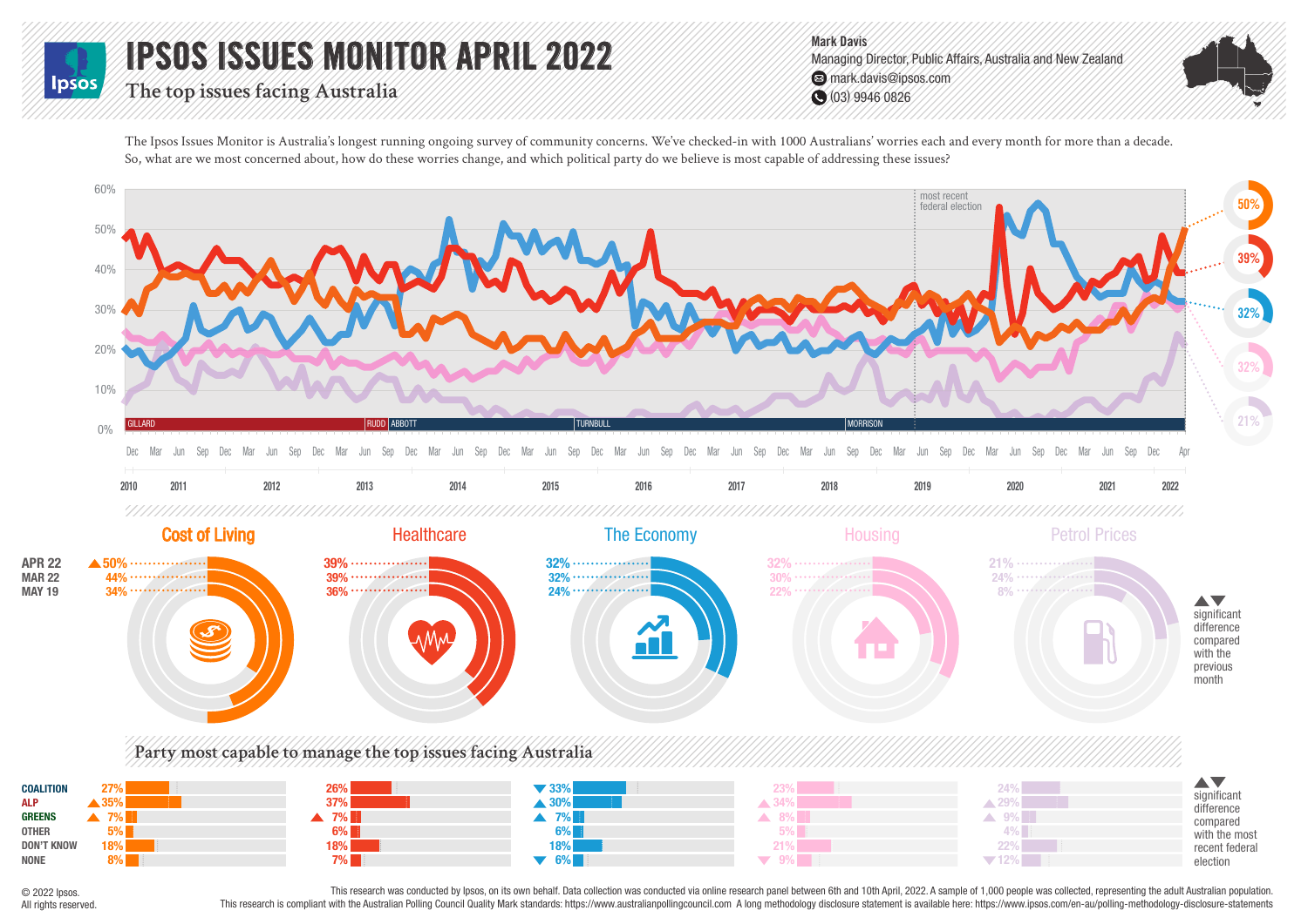# IPSOS ISSUES MONITOR APRIL 2022

## The top issues facing Australia

**Mark Davis**
Managing Director, Public Affairs, Australia and New Zealand
mark.davis@ipsos.com
(03) 9946 0826

The Ipsos Issues Monitor is Australia's longest running ongoing survey of community concerns. We've checked-in with 1000 Australians' worries each and every month for more than a decade. So, what are we most concerned about, how do these worries change, and which political party do we believe is most capable of addressing these issues?

Current levels (Apr 2022): Cost of Living 50%, Healthcare 39%, The Economy 32%, Housing 32%, Petrol Prices 21%

Prime ministers shown on timeline: GILLARD, RUDD, ABBOTT, TURNBULL, MORRISON. Marker: most recent federal election (May 2019).

| | Cost of Living | Healthcare | The Economy | Housing | Petrol Prices |
|---|---|---|---|---|---|
| APR 22 | ▲ 50% | 39% | 32% | 32% | 21% |
| MAR 22 | 44% | 39% | 32% | 30% | 24% |
| MAY 19 | 34% | 36% | 24% | 22% | 8% |

▲▼ significant difference compared with the previous month

## Party most capable to manage the top issues facing Australia

| | Cost of Living | Healthcare | The Economy | Housing | Petrol Prices |
|---|---|---|---|---|---|
| COALITION | 27% | 26% | ▼ 33% | 23% | 24% |
| ALP | ▲ 35% | 37% | ▲ 30% | ▲ 34% | ▲ 29% |
| GREENS | ▲ 7% | ▲ 7% | ▲ 7% | ▲ 8% | ▲ 9% |
| OTHER | 5% | 6% | 6% | 5% | 4% |
| DON'T KNOW | 18% | 18% | 18% | 21% | 22% |
| NONE | 8% | 7% | ▼ 6% | ▼ 9% | ▼ 12% |

▲▼ significant difference compared with the most recent federal election

© 2022 Ipsos.
All rights reserved.

This research was conducted by Ipsos, on its own behalf. Data collection was conducted via online research panel between 6th and 10th April, 2022. A sample of 1,000 people was collected, representing the adult Australian population.
This research is compliant with the Australian Polling Council Quality Mark standards: https://www.australianpollingcouncil.com A long methodology disclosure statement is available here: https://www.ipsos.com/en-au/polling-methodology-disclosure-statements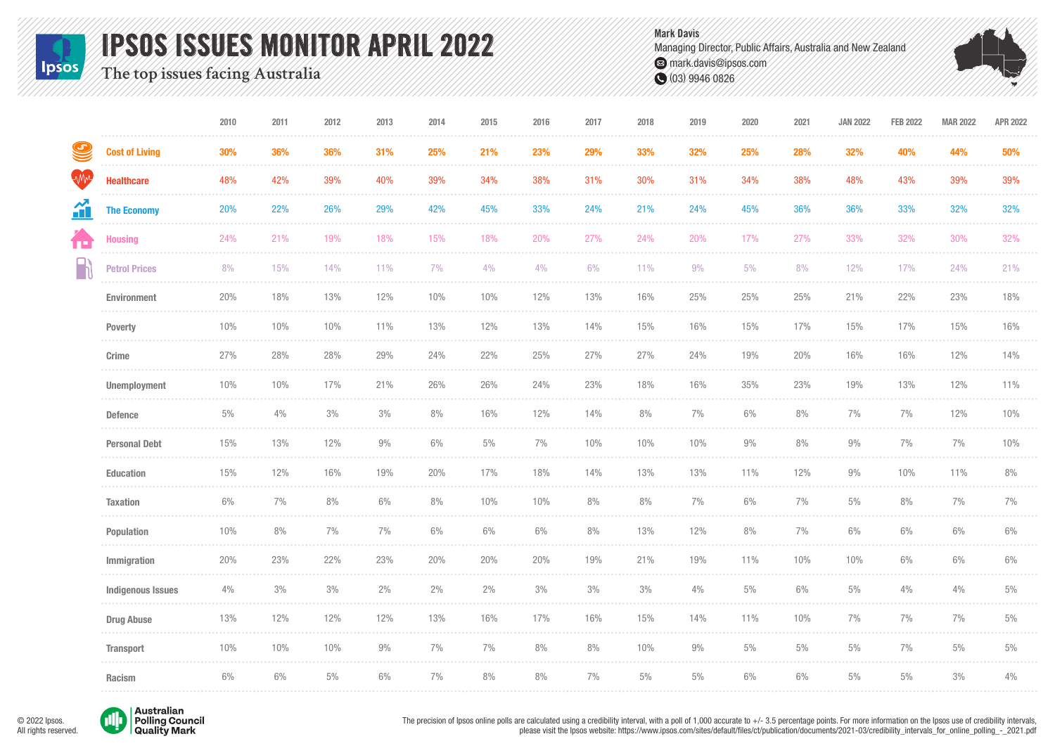# IPSOS ISSUES MONITOR APRIL 2022

## The top issues facing Australia

**Mark Davis**
Managing Director, Public Affairs, Australia and New Zealand
mark.davis@ipsos.com
(03) 9946 0826

| | 2010 | 2011 | 2012 | 2013 | 2014 | 2015 | 2016 | 2017 | 2018 | 2019 | 2020 | 2021 | JAN 2022 | FEB 2022 | MAR 2022 | APR 2022 |
|---|---|---|---|---|---|---|---|---|---|---|---|---|---|---|---|---|
| **Cost of Living** | 30% | 36% | 36% | 31% | 25% | 21% | 23% | 29% | 33% | 32% | 25% | 28% | 32% | 40% | 44% | 50% |
| **Healthcare** | 48% | 42% | 39% | 40% | 39% | 34% | 38% | 31% | 30% | 31% | 34% | 38% | 48% | 43% | 39% | 39% |
| **The Economy** | 20% | 22% | 26% | 29% | 42% | 45% | 33% | 24% | 21% | 24% | 45% | 36% | 36% | 33% | 32% | 32% |
| **Housing** | 24% | 21% | 19% | 18% | 15% | 18% | 20% | 27% | 24% | 20% | 17% | 27% | 33% | 32% | 30% | 32% |
| **Petrol Prices** | 8% | 15% | 14% | 11% | 7% | 4% | 4% | 6% | 11% | 9% | 5% | 8% | 12% | 17% | 24% | 21% |
| Environment | 20% | 18% | 13% | 12% | 10% | 10% | 12% | 13% | 16% | 25% | 25% | 25% | 21% | 22% | 23% | 18% |
| Poverty | 10% | 10% | 10% | 11% | 13% | 12% | 13% | 14% | 15% | 16% | 15% | 17% | 15% | 17% | 15% | 16% |
| Crime | 27% | 28% | 28% | 29% | 24% | 22% | 25% | 27% | 27% | 24% | 19% | 20% | 16% | 16% | 12% | 14% |
| Unemployment | 10% | 10% | 17% | 21% | 26% | 26% | 24% | 23% | 18% | 16% | 35% | 23% | 19% | 13% | 12% | 11% |
| Defence | 5% | 4% | 3% | 3% | 8% | 16% | 12% | 14% | 8% | 7% | 6% | 8% | 7% | 7% | 12% | 10% |
| Personal Debt | 15% | 13% | 12% | 9% | 6% | 5% | 7% | 10% | 10% | 10% | 9% | 8% | 9% | 7% | 7% | 10% |
| Education | 15% | 12% | 16% | 19% | 20% | 17% | 18% | 14% | 13% | 13% | 11% | 12% | 9% | 10% | 11% | 8% |
| Taxation | 6% | 7% | 8% | 6% | 8% | 10% | 10% | 8% | 8% | 7% | 6% | 7% | 5% | 8% | 7% | 7% |
| Population | 10% | 8% | 7% | 7% | 6% | 6% | 6% | 8% | 13% | 12% | 8% | 7% | 6% | 6% | 6% | 6% |
| Immigration | 20% | 23% | 22% | 23% | 20% | 20% | 20% | 19% | 21% | 19% | 11% | 10% | 10% | 6% | 6% | 6% |
| Indigenous Issues | 4% | 3% | 3% | 2% | 2% | 2% | 3% | 3% | 3% | 4% | 5% | 6% | 5% | 4% | 4% | 5% |
| Drug Abuse | 13% | 12% | 12% | 12% | 13% | 16% | 17% | 16% | 15% | 14% | 11% | 10% | 7% | 7% | 7% | 5% |
| Transport | 10% | 10% | 10% | 9% | 7% | 7% | 8% | 8% | 10% | 9% | 5% | 5% | 5% | 7% | 5% | 5% |
| Racism | 6% | 6% | 5% | 6% | 7% | 8% | 8% | 7% | 5% | 5% | 6% | 6% | 5% | 5% | 3% | 4% |

© 2022 Ipsos.
All rights reserved.

Australian Polling Council Quality Mark

The precision of Ipsos online polls are calculated using a credibility interval, with a poll of 1,000 accurate to +/- 3.5 percentage points. For more information on the Ipsos use of credibility intervals, please visit the Ipsos website: https://www.ipsos.com/sites/default/files/ct/publication/documents/2021-03/credibility_intervals_for_online_polling_-_2021.pdf